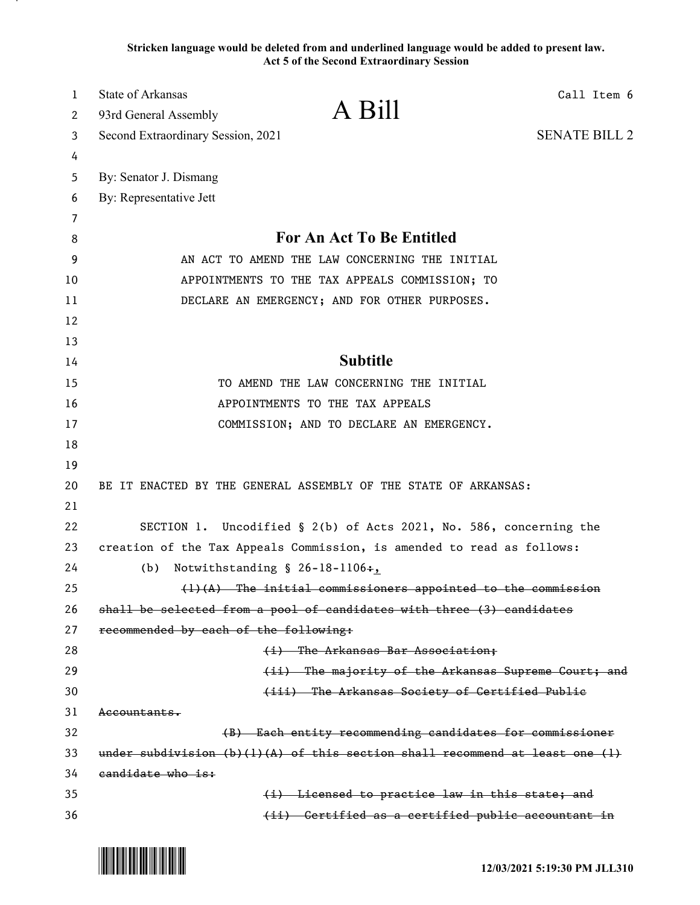**Stricken language would be deleted from and underlined language would be added to present law.**
**Act 5 of the Second Extraordinary Session**

State of Arkansas
93rd General Assembly
Second Extraordinary Session, 2021

# A Bill

Call Item 6

SENATE BILL 2

By: Senator J. Dismang
By: Representative Jett

## For An Act To Be Entitled

AN ACT TO AMEND THE LAW CONCERNING THE INITIAL APPOINTMENTS TO THE TAX APPEALS COMMISSION; TO DECLARE AN EMERGENCY; AND FOR OTHER PURPOSES.

## Subtitle

TO AMEND THE LAW CONCERNING THE INITIAL APPOINTMENTS TO THE TAX APPEALS COMMISSION; AND TO DECLARE AN EMERGENCY.

BE IT ENACTED BY THE GENERAL ASSEMBLY OF THE STATE OF ARKANSAS:

SECTION 1. Uncodified § 2(b) of Acts 2021, No. 586, concerning the creation of the Tax Appeals Commission, is amended to read as follows:

(b) Notwithstanding § 26-18-1106~~:~~<u>,</u>

~~(1)(A) The initial commissioners appointed to the commission shall be selected from a pool of candidates with three (3) candidates recommended by each of the following:~~

~~(i) The Arkansas Bar Association;~~

~~(ii) The majority of the Arkansas Supreme Court; and~~

~~(iii) The Arkansas Society of Certified Public Accountants.~~

~~(B) Each entity recommending candidates for commissioner under subdivision (b)(1)(A) of this section shall recommend at least one (1) candidate who is:~~

~~(i) Licensed to practice law in this state; and~~

~~(ii) Certified as a certified public accountant in~~

12/03/2021 5:19:30 PM JLL310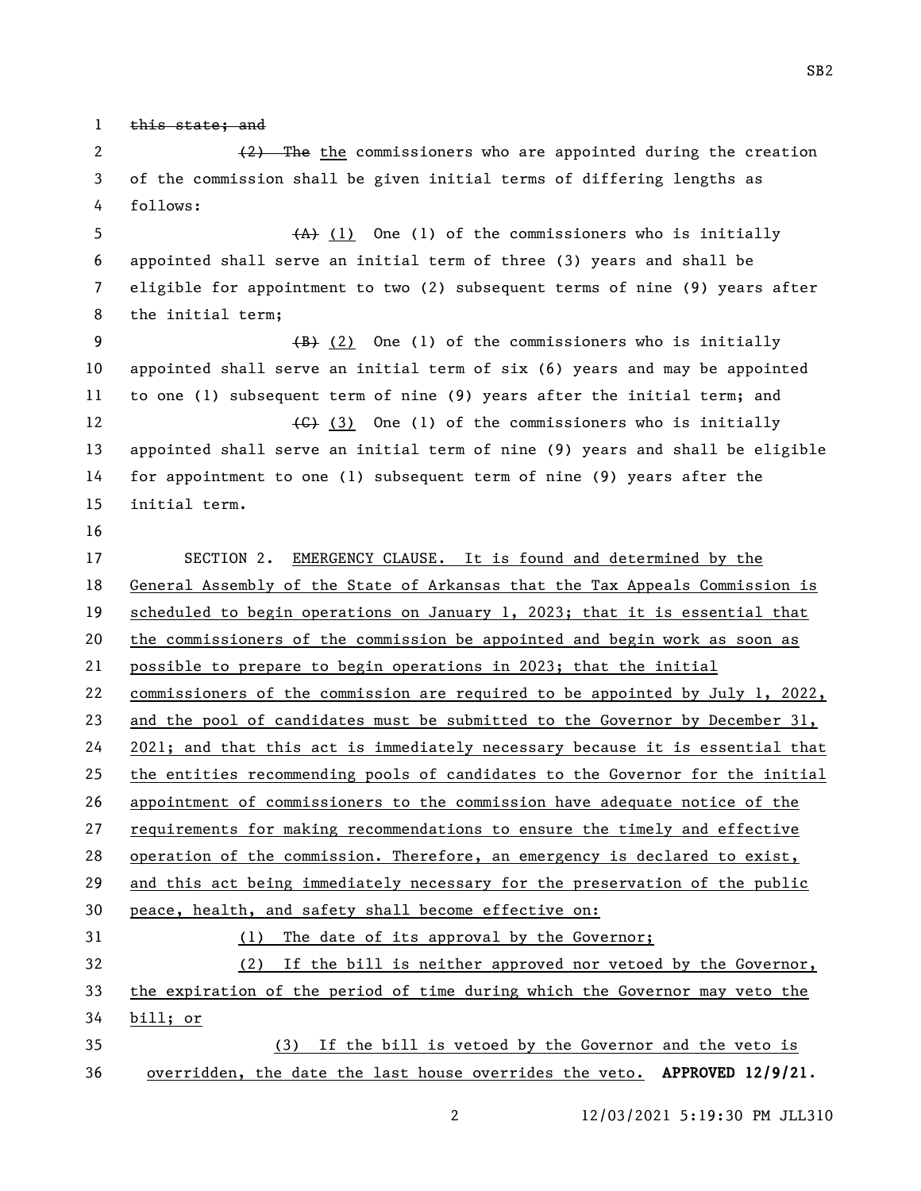~~this state; and~~

~~(2) The~~ the commissioners who are appointed during the creation of the commission shall be given initial terms of differing lengths as follows:

~~(A)~~ (1) One (1) of the commissioners who is initially appointed shall serve an initial term of three (3) years and shall be eligible for appointment to two (2) subsequent terms of nine (9) years after the initial term;

~~(B)~~ (2) One (1) of the commissioners who is initially appointed shall serve an initial term of six (6) years and may be appointed to one (1) subsequent term of nine (9) years after the initial term; and

~~(C)~~ (3) One (1) of the commissioners who is initially appointed shall serve an initial term of nine (9) years and shall be eligible for appointment to one (1) subsequent term of nine (9) years after the initial term.

SECTION 2. EMERGENCY CLAUSE. It is found and determined by the General Assembly of the State of Arkansas that the Tax Appeals Commission is scheduled to begin operations on January 1, 2023; that it is essential that the commissioners of the commission be appointed and begin work as soon as possible to prepare to begin operations in 2023; that the initial commissioners of the commission are required to be appointed by July 1, 2022, and the pool of candidates must be submitted to the Governor by December 31, 2021; and that this act is immediately necessary because it is essential that the entities recommending pools of candidates to the Governor for the initial appointment of commissioners to the commission have adequate notice of the requirements for making recommendations to ensure the timely and effective operation of the commission. Therefore, an emergency is declared to exist, and this act being immediately necessary for the preservation of the public peace, health, and safety shall become effective on:

(1) The date of its approval by the Governor;

(2) If the bill is neither approved nor vetoed by the Governor, the expiration of the period of time during which the Governor may veto the bill; or

(3) If the bill is vetoed by the Governor and the veto is overridden, the date the last house overrides the veto. **APPROVED 12/9/21.**